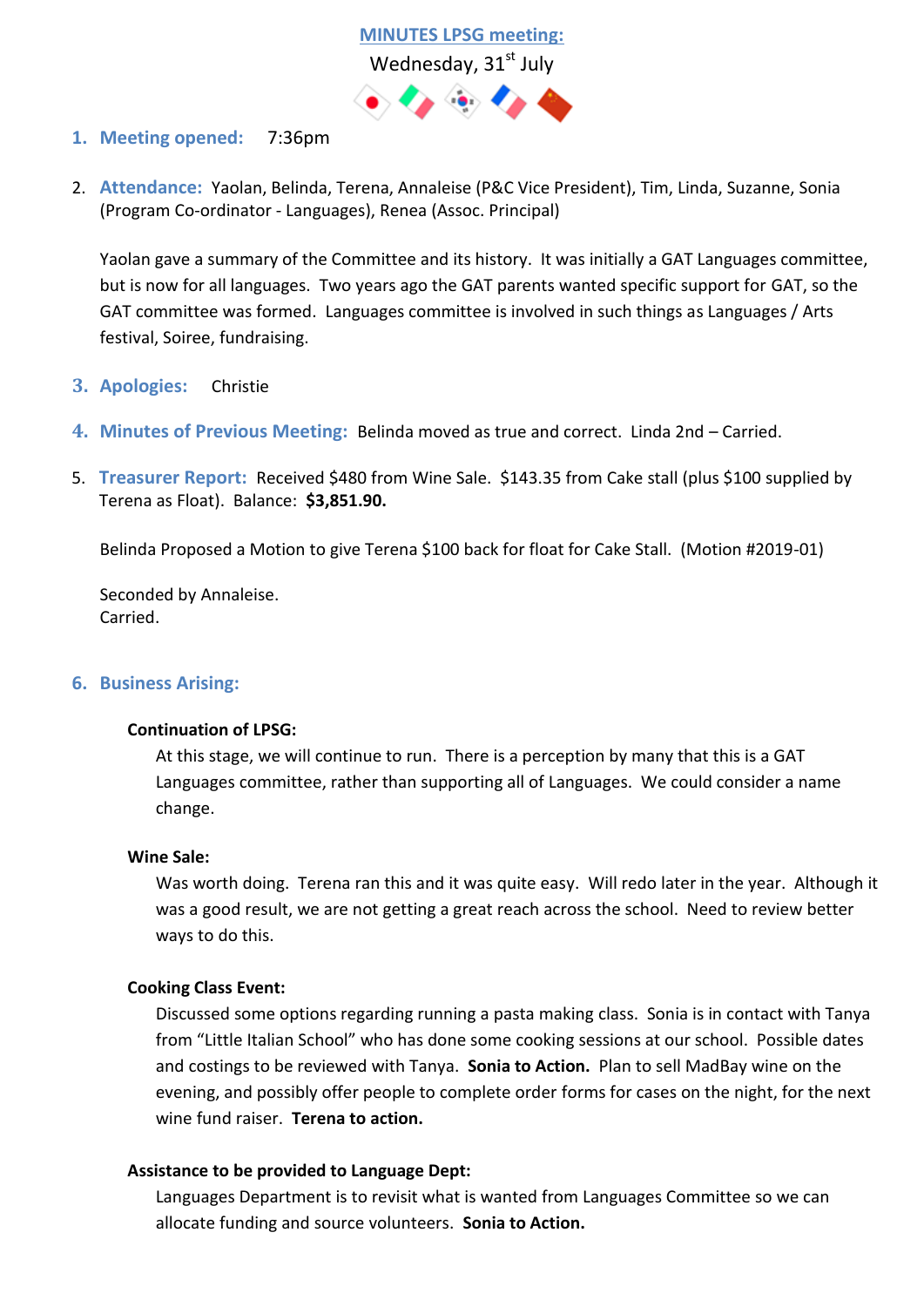# MINUTES LPSG meeting:

Wednesday, 31st July

1. **Meeting opened:** 7:36pm

2. **Attendance:** Yaolan, Belinda, Terena, Annaleise (P&C Vice President), Tim, Linda, Suzanne, Sonia (Program Co-ordinator - Languages), Renea (Assoc. Principal)

   Yaolan gave a summary of the Committee and its history. It was initially a GAT Languages committee, but is now for all languages. Two years ago the GAT parents wanted specific support for GAT, so the GAT committee was formed. Languages committee is involved in such things as Languages / Arts festival, Soiree, fundraising.

3. **Apologies:** Christie

4. **Minutes of Previous Meeting:** Belinda moved as true and correct. Linda 2nd – Carried.

5. **Treasurer Report:** Received $480 from Wine Sale. $143.35 from Cake stall (plus $100 supplied by Terena as Float). Balance: **$3,851.90.**

   Belinda Proposed a Motion to give Terena $100 back for float for Cake Stall. (Motion #2019-01)

   Seconded by Annaleise.
   Carried.

6. **Business Arising:**

   **Continuation of LPSG:**
   At this stage, we will continue to run. There is a perception by many that this is a GAT Languages committee, rather than supporting all of Languages. We could consider a name change.

   **Wine Sale:**
   Was worth doing. Terena ran this and it was quite easy. Will redo later in the year. Although it was a good result, we are not getting a great reach across the school. Need to review better ways to do this.

   **Cooking Class Event:**
   Discussed some options regarding running a pasta making class. Sonia is in contact with Tanya from "Little Italian School" who has done some cooking sessions at our school. Possible dates and costings to be reviewed with Tanya. **Sonia to Action.** Plan to sell MadBay wine on the evening, and possibly offer people to complete order forms for cases on the night, for the next wine fund raiser. **Terena to action.**

   **Assistance to be provided to Language Dept:**
   Languages Department is to revisit what is wanted from Languages Committee so we can allocate funding and source volunteers. **Sonia to Action.**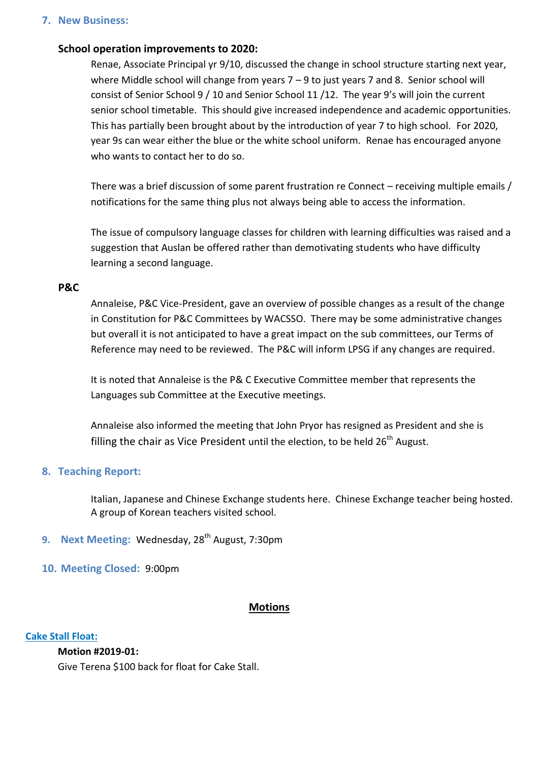## 7. New Business:

### School operation improvements to 2020:

Renae, Associate Principal yr 9/10, discussed the change in school structure starting next year, where Middle school will change from years 7 – 9 to just years 7 and 8. Senior school will consist of Senior School 9 / 10 and Senior School 11 /12. The year 9's will join the current senior school timetable. This should give increased independence and academic opportunities. This has partially been brought about by the introduction of year 7 to high school. For 2020, year 9s can wear either the blue or the white school uniform. Renae has encouraged anyone who wants to contact her to do so.

There was a brief discussion of some parent frustration re Connect – receiving multiple emails / notifications for the same thing plus not always being able to access the information.

The issue of compulsory language classes for children with learning difficulties was raised and a suggestion that Auslan be offered rather than demotivating students who have difficulty learning a second language.

### P&C

Annaleise, P&C Vice-President, gave an overview of possible changes as a result of the change in Constitution for P&C Committees by WACSSO. There may be some administrative changes but overall it is not anticipated to have a great impact on the sub committees, our Terms of Reference may need to be reviewed. The P&C will inform LPSG if any changes are required.

It is noted that Annaleise is the P& C Executive Committee member that represents the Languages sub Committee at the Executive meetings.

Annaleise also informed the meeting that John Pryor has resigned as President and she is filling the chair as Vice President until the election, to be held 26th August.

## 8. Teaching Report:

Italian, Japanese and Chinese Exchange students here. Chinese Exchange teacher being hosted. A group of Korean teachers visited school.

## 9. Next Meeting: Wednesday, 28th August, 7:30pm

## 10. Meeting Closed: 9:00pm

## Motions

### Cake Stall Float:

**Motion #2019-01:**

Give Terena $100 back for float for Cake Stall.